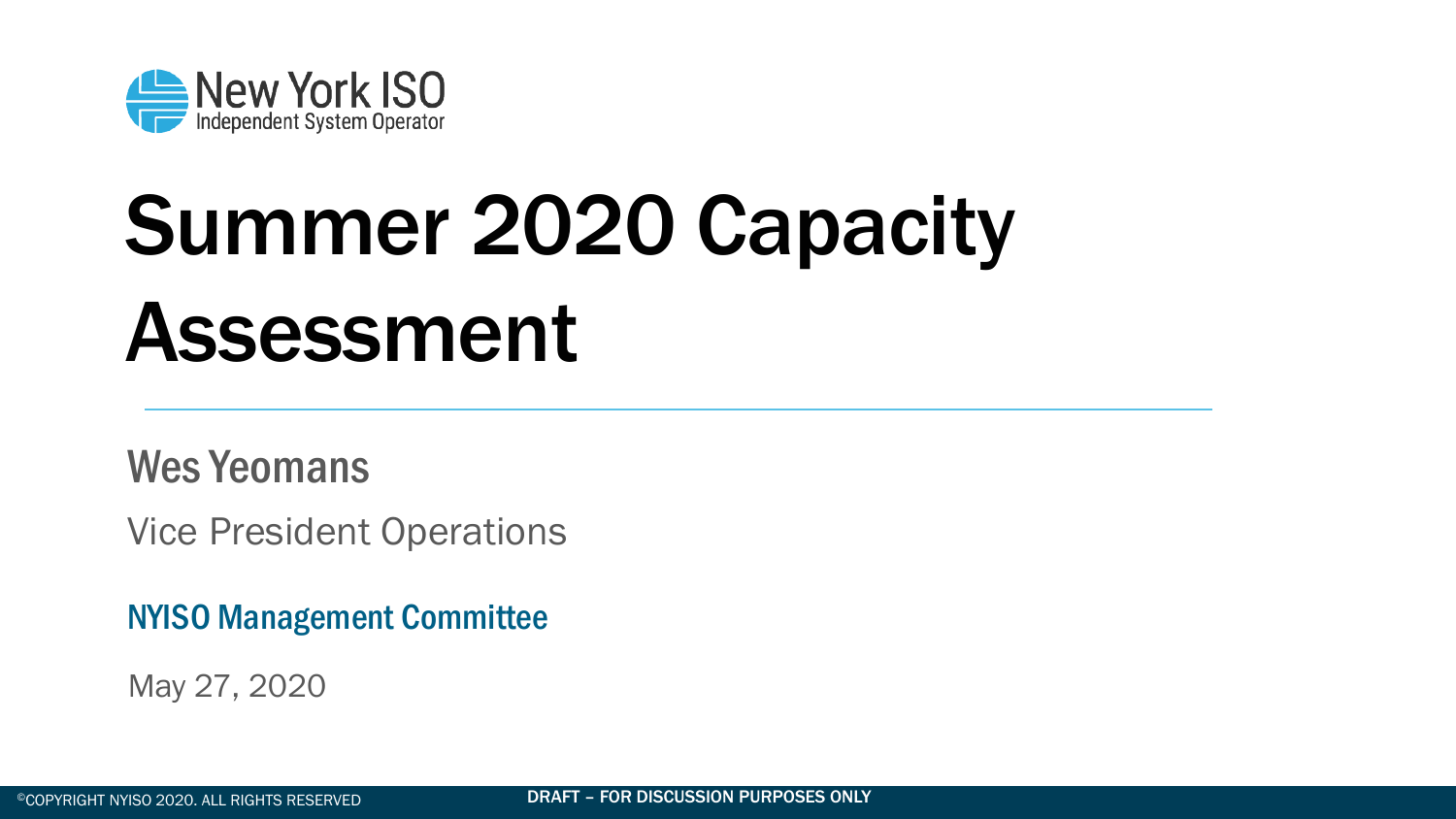New York ISO
Independent System Operator

# Summer 2020 Capacity Assessment

Wes Yeomans

Vice President Operations

NYISO Management Committee

May 27, 2020

DRAFT – FOR DISCUSSION PURPOSES ONLY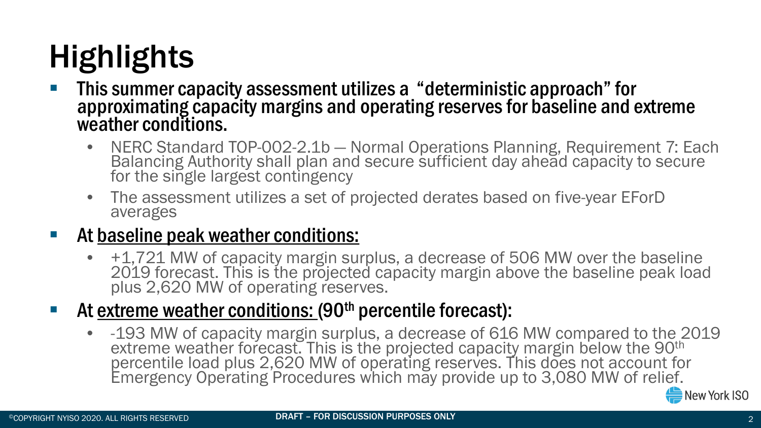# Highlights

- **This summer capacity assessment utilizes a "deterministic approach" for approximating capacity margins and operating reserves for baseline and extreme weather conditions.**
  - NERC Standard TOP-002-2.1b — Normal Operations Planning, Requirement 7: Each Balancing Authority shall plan and secure sufficient day ahead capacity to secure for the single largest contingency
  - The assessment utilizes a set of projected derates based on five-year EForD averages
- **At baseline peak weather conditions:**
  - +1,721 MW of capacity margin surplus, a decrease of 506 MW over the baseline 2019 forecast. This is the projected capacity margin above the baseline peak load plus 2,620 MW of operating reserves.
- **At extreme weather conditions: (90$^{th}$ percentile forecast):**
  - -193 MW of capacity margin surplus, a decrease of 616 MW compared to the 2019 extreme weather forecast. This is the projected capacity margin below the 90$^{th}$ percentile load plus 2,620 MW of operating reserves. This does not account for Emergency Operating Procedures which may provide up to 3,080 MW of relief.

DRAFT – FOR DISCUSSION PURPOSES ONLY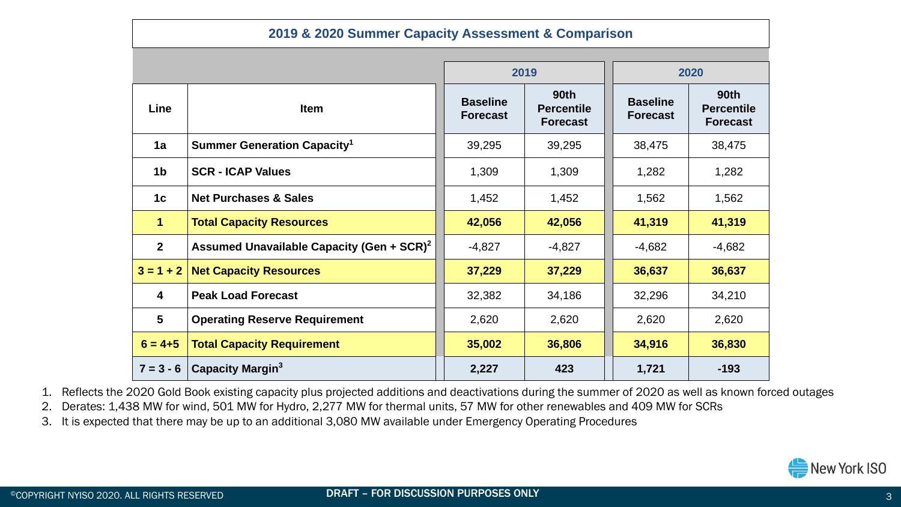## 2019 & 2020 Summer Capacity Assessment & Comparison

| Line | Item | 2019 | | 2020 | |
|---|---|---|---|---|---|
| | | Baseline Forecast | 90th Percentile Forecast | Baseline Forecast | 90th Percentile Forecast |
| 1a | **Summer Generation Capacity[1]** | 39,295 | 39,295 | 38,475 | 38,475 |
| 1b | **SCR - ICAP Values** | 1,309 | 1,309 | 1,282 | 1,282 |
| 1c | **Net Purchases & Sales** | 1,452 | 1,452 | 1,562 | 1,562 |
| **1** | **Total Capacity Resources** | **42,056** | **42,056** | **41,319** | **41,319** |
| 2 | **Assumed Unavailable Capacity (Gen + SCR)[2]** | -4,827 | -4,827 | -4,682 | -4,682 |
| **3 = 1 + 2** | **Net Capacity Resources** | **37,229** | **37,229** | **36,637** | **36,637** |
| 4 | **Peak Load Forecast** | 32,382 | 34,186 | 32,296 | 34,210 |
| 5 | **Operating Reserve Requirement** | 2,620 | 2,620 | 2,620 | 2,620 |
| **6 = 4+5** | **Total Capacity Requirement** | **35,002** | **36,806** | **34,916** | **36,830** |
| **7 = 3 - 6** | **Capacity Margin[3]** | **2,227** | **423** | **1,721** | **-193** |

1. Reflects the 2020 Gold Book existing capacity plus projected additions and deactivations during the summer of 2020 as well as known forced outages
2. Derates: 1,438 MW for wind, 501 MW for Hydro, 2,277 MW for thermal units, 57 MW for other renewables and 409 MW for SCRs
3. It is expected that there may be up to an additional 3,080 MW available under Emergency Operating Procedures

DRAFT – FOR DISCUSSION PURPOSES ONLY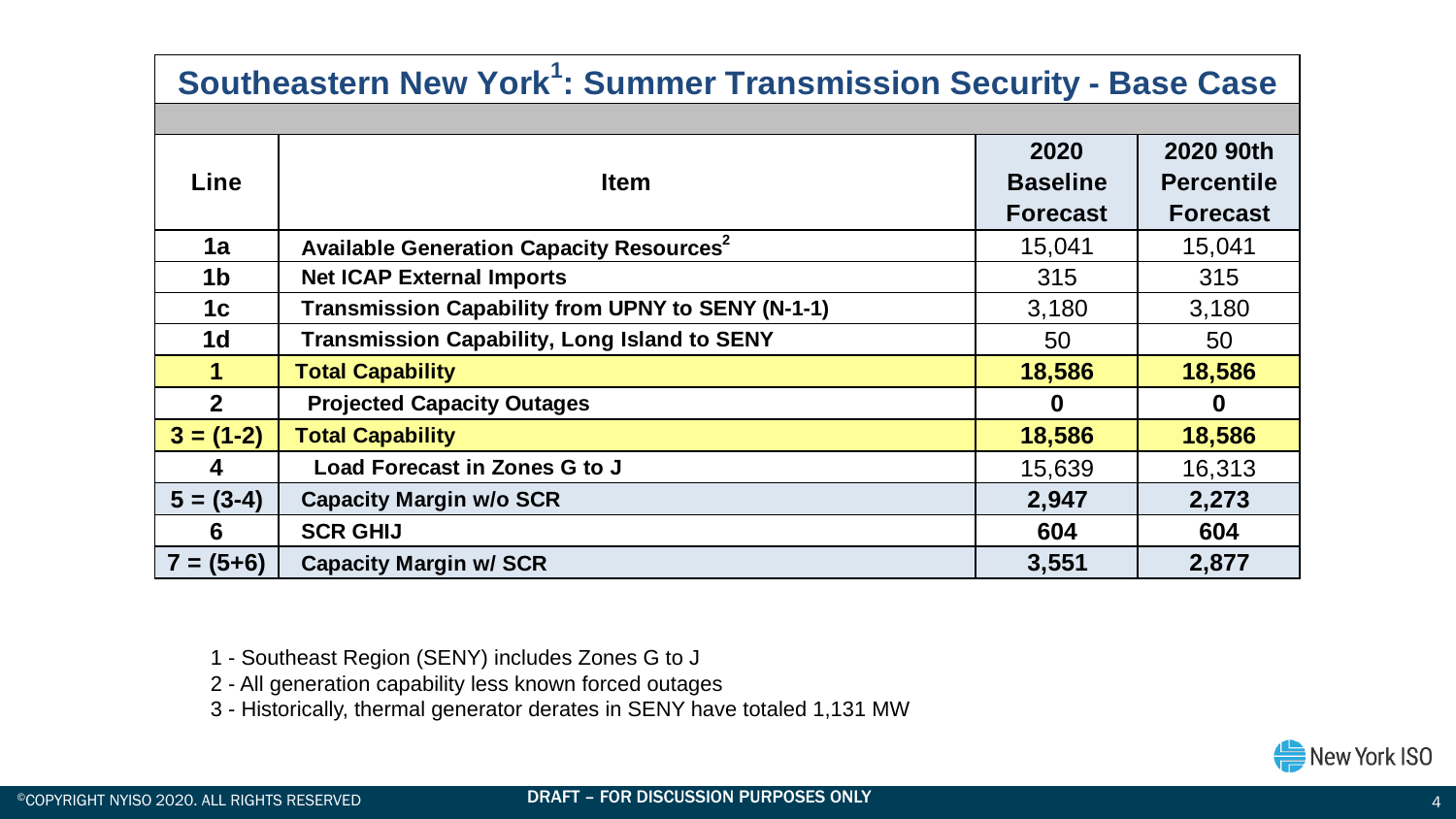## Southeastern New York[1]: Summer Transmission Security - Base Case

| Line | Item | 2020 Baseline Forecast | 2020 90th Percentile Forecast |
|---|---|---|---|
| 1a | Available Generation Capacity Resources[2] | 15,041 | 15,041 |
| 1b | Net ICAP External Imports | 315 | 315 |
| 1c | Transmission Capability from UPNY to SENY (N-1-1) | 3,180 | 3,180 |
| 1d | Transmission Capability, Long Island to SENY | 50 | 50 |
| **1** | **Total Capability** | **18,586** | **18,586** |
| 2 | Projected Capacity Outages | **0** | **0** |
| **3 = (1-2)** | **Total Capability** | **18,586** | **18,586** |
| 4 | Load Forecast in Zones G to J | 15,639 | 16,313 |
| 5 = (3-4) | Capacity Margin w/o SCR | **2,947** | **2,273** |
| 6 | SCR GHIJ | **604** | **604** |
| 7 = (5+6) | Capacity Margin w/ SCR | **3,551** | **2,877** |

1 - Southeast Region (SENY) includes Zones G to J
2 - All generation capability less known forced outages
3 - Historically, thermal generator derates in SENY have totaled 1,131 MW

DRAFT – FOR DISCUSSION PURPOSES ONLY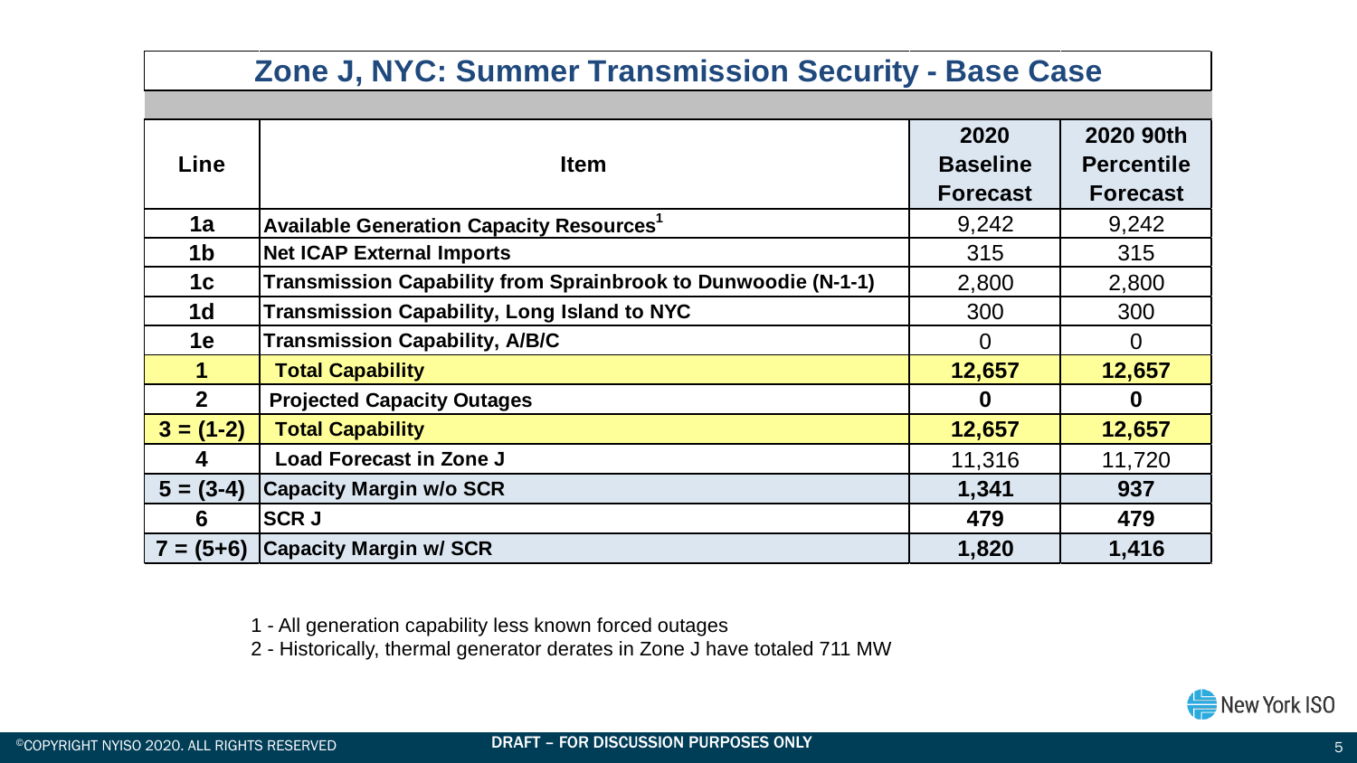## Zone J, NYC: Summer Transmission Security - Base Case

| Line | Item | 2020 Baseline Forecast | 2020 90th Percentile Forecast |
|---|---|---|---|
| 1a | **Available Generation Capacity Resources**[1] | 9,242 | 9,242 |
| 1b | **Net ICAP External Imports** | 315 | 315 |
| 1c | **Transmission Capability from Sprainbrook to Dunwoodie (N-1-1)** | 2,800 | 2,800 |
| 1d | **Transmission Capability, Long Island to NYC** | 300 | 300 |
| 1e | **Transmission Capability, A/B/C** | 0 | 0 |
| **1** | **Total Capability** | **12,657** | **12,657** |
| **2** | **Projected Capacity Outages** | **0** | **0** |
| **3 = (1-2)** | **Total Capability** | **12,657** | **12,657** |
| **4** | **Load Forecast in Zone J** | 11,316 | 11,720 |
| **5 = (3-4)** | **Capacity Margin w/o SCR** | **1,341** | **937** |
| **6** | **SCR J** | **479** | **479** |
| **7 = (5+6)** | **Capacity Margin w/ SCR** | **1,820** | **1,416** |

1 - All generation capability less known forced outages

2 - Historically, thermal generator derates in Zone J have totaled 711 MW

DRAFT – FOR DISCUSSION PURPOSES ONLY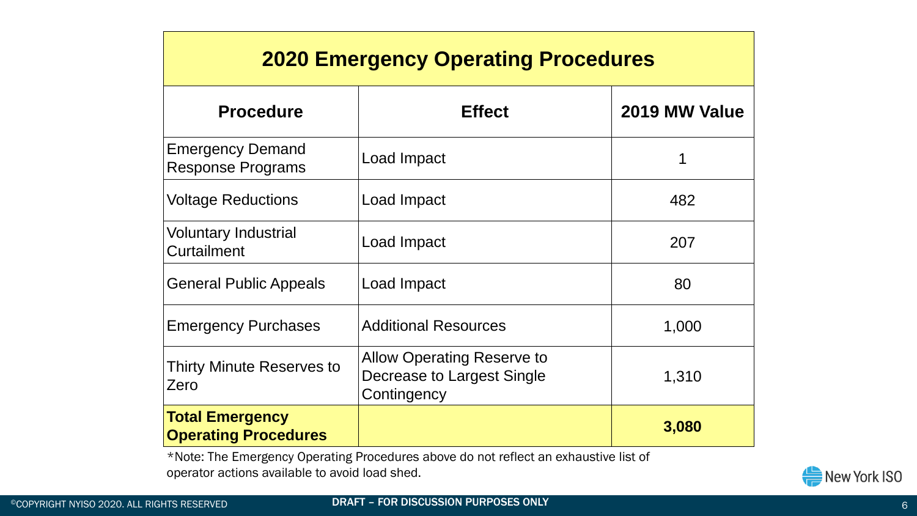## 2020 Emergency Operating Procedures

| Procedure | Effect | 2019 MW Value |
|---|---|---|
| Emergency Demand Response Programs | Load Impact | 1 |
| Voltage Reductions | Load Impact | 482 |
| Voluntary Industrial Curtailment | Load Impact | 207 |
| General Public Appeals | Load Impact | 80 |
| Emergency Purchases | Additional Resources | 1,000 |
| Thirty Minute Reserves to Zero | Allow Operating Reserve to Decrease to Largest Single Contingency | 1,310 |
| **Total Emergency Operating Procedures** | | **3,080** |

*Note: The Emergency Operating Procedures above do not reflect an exhaustive list of operator actions available to avoid load shed.

DRAFT – FOR DISCUSSION PURPOSES ONLY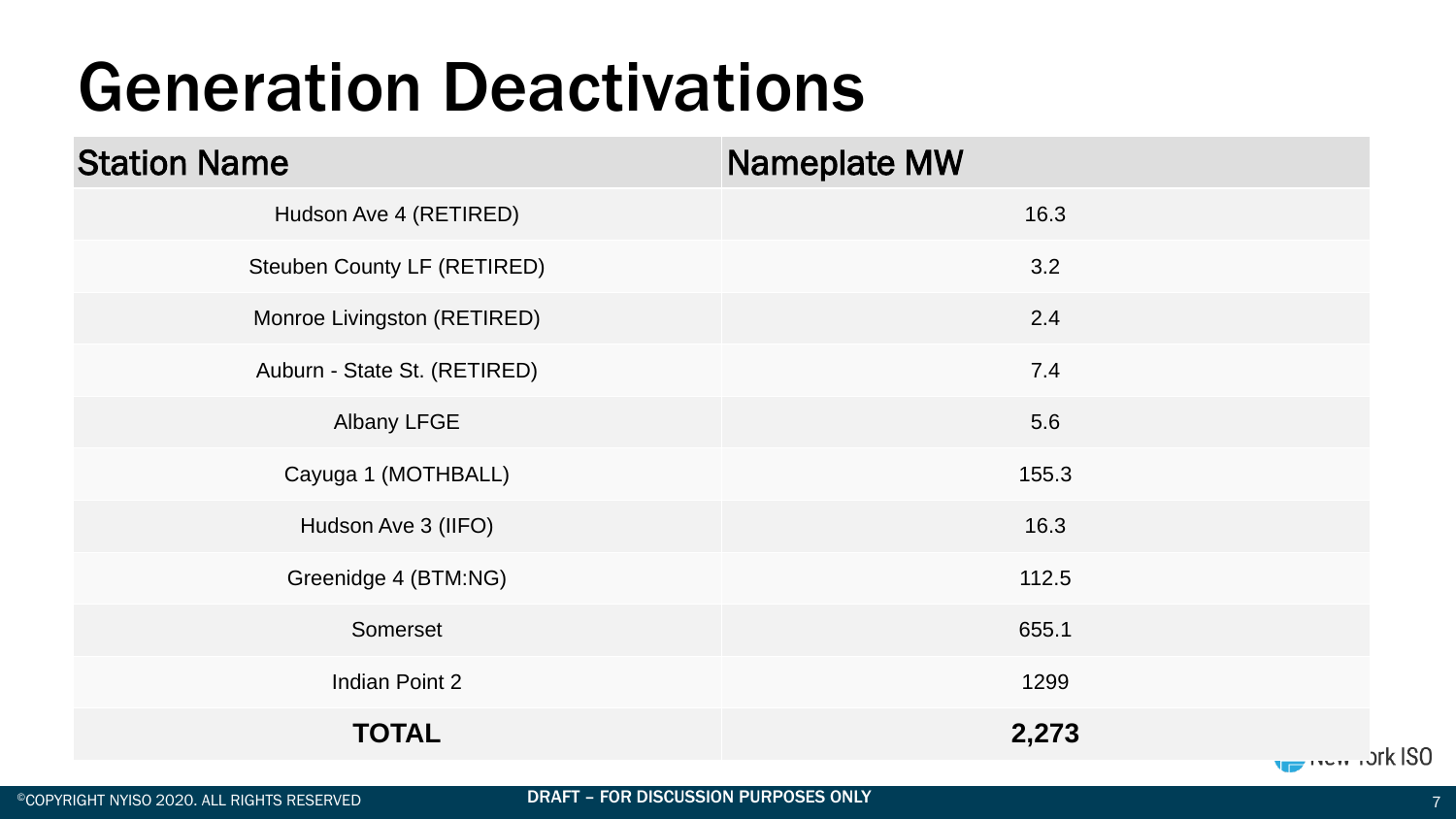# Generation Deactivations

| Station Name | Nameplate MW |
| --- | --- |
| Hudson Ave 4 (RETIRED) | 16.3 |
| Steuben County LF (RETIRED) | 3.2 |
| Monroe Livingston (RETIRED) | 2.4 |
| Auburn - State St. (RETIRED) | 7.4 |
| Albany LFGE | 5.6 |
| Cayuga 1 (MOTHBALL) | 155.3 |
| Hudson Ave 3 (IIFO) | 16.3 |
| Greenidge 4 (BTM:NG) | 112.5 |
| Somerset | 655.1 |
| Indian Point 2 | 1299 |
| **TOTAL** | **2,273** |

DRAFT – FOR DISCUSSION PURPOSES ONLY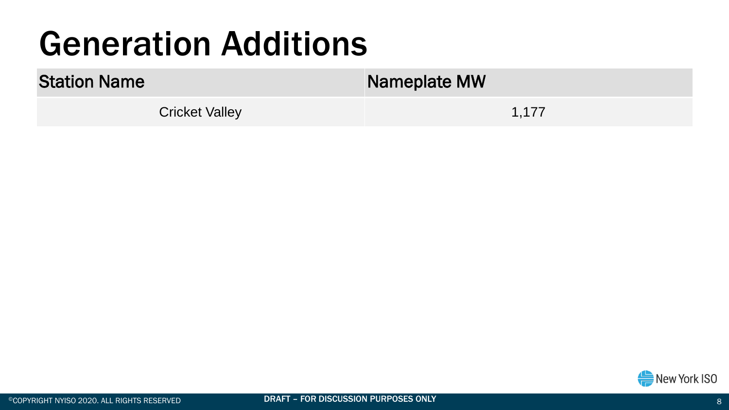# Generation Additions

| Station Name | Nameplate MW |
| --- | --- |
| Cricket Valley | 1,177 |

DRAFT – FOR DISCUSSION PURPOSES ONLY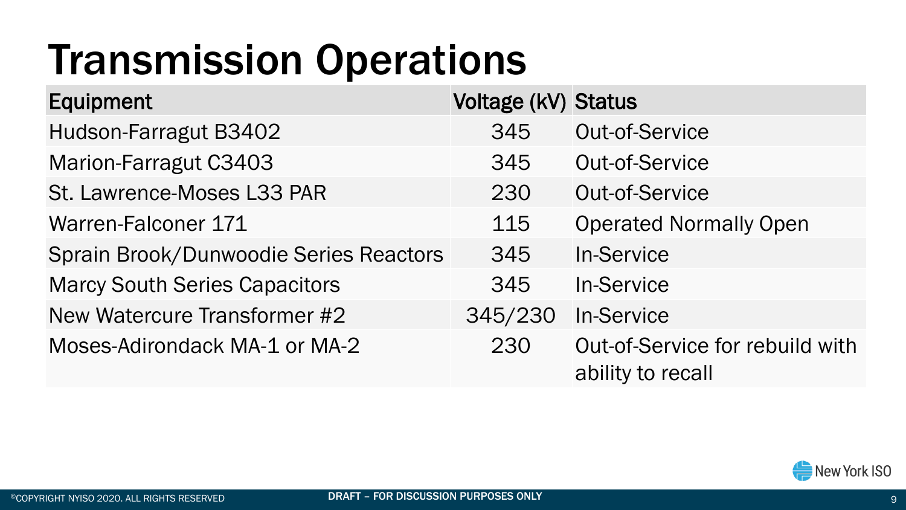# Transmission Operations

| Equipment | Voltage (kV) | Status |
|---|---|---|
| Hudson-Farragut B3402 | 345 | Out-of-Service |
| Marion-Farragut C3403 | 345 | Out-of-Service |
| St. Lawrence-Moses L33 PAR | 230 | Out-of-Service |
| Warren-Falconer 171 | 115 | Operated Normally Open |
| Sprain Brook/Dunwoodie Series Reactors | 345 | In-Service |
| Marcy South Series Capacitors | 345 | In-Service |
| New Watercure Transformer #2 | 345/230 | In-Service |
| Moses-Adirondack MA-1 or MA-2 | 230 | Out-of-Service for rebuild with ability to recall |

DRAFT – FOR DISCUSSION PURPOSES ONLY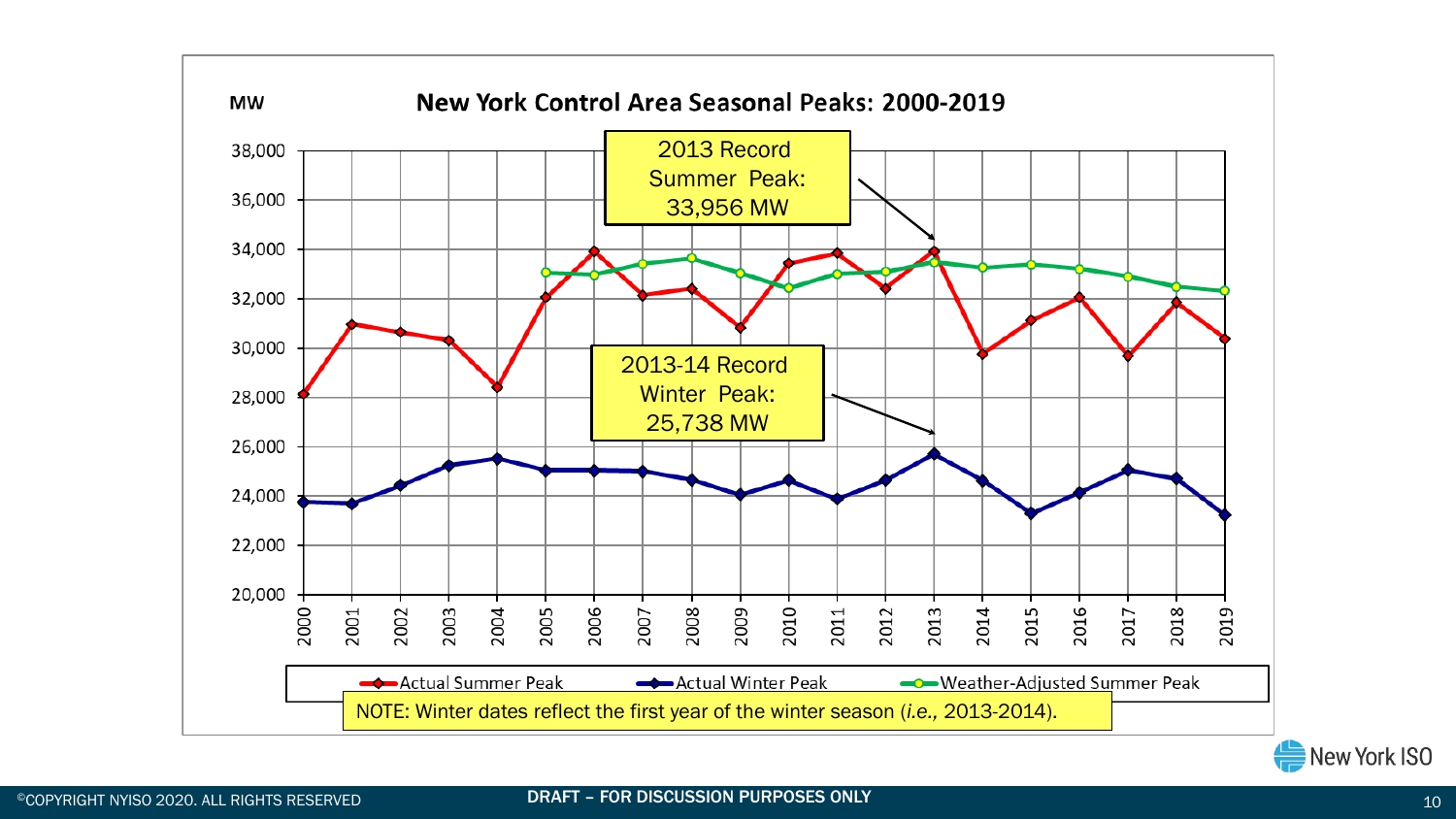MW

## New York Control Area Seasonal Peaks: 2000-2019

2013 Record Summer Peak: 33,956 MW

2013-14 Record Winter Peak: 25,738 MW

Legend: Actual Summer Peak, Actual Winter Peak, Weather-Adjusted Summer Peak

NOTE: Winter dates reflect the first year of the winter season (*i.e.*, 2013-2014).

DRAFT – FOR DISCUSSION PURPOSES ONLY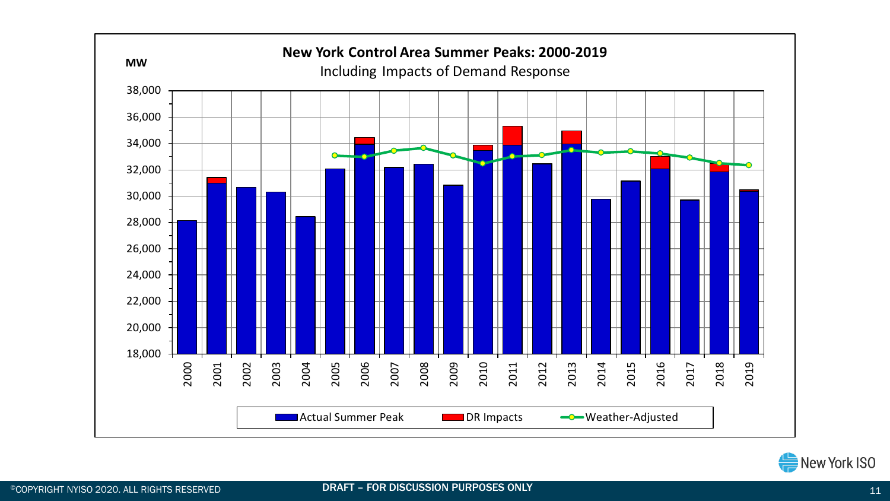# New York Control Area Summer Peaks: 2000-2019

Including Impacts of Demand Response

MW

38,000
36,000
34,000
32,000
30,000
28,000
26,000
24,000
22,000
20,000
18,000

2000 2001 2002 2003 2004 2005 2006 2007 2008 2009 2010 2011 2012 2013 2014 2015 2016 2017 2018 2019

Actual Summer Peak | DR Impacts | Weather-Adjusted

DRAFT – FOR DISCUSSION PURPOSES ONLY

©COPYRIGHT NYISO 2020. ALL RIGHTS RESERVED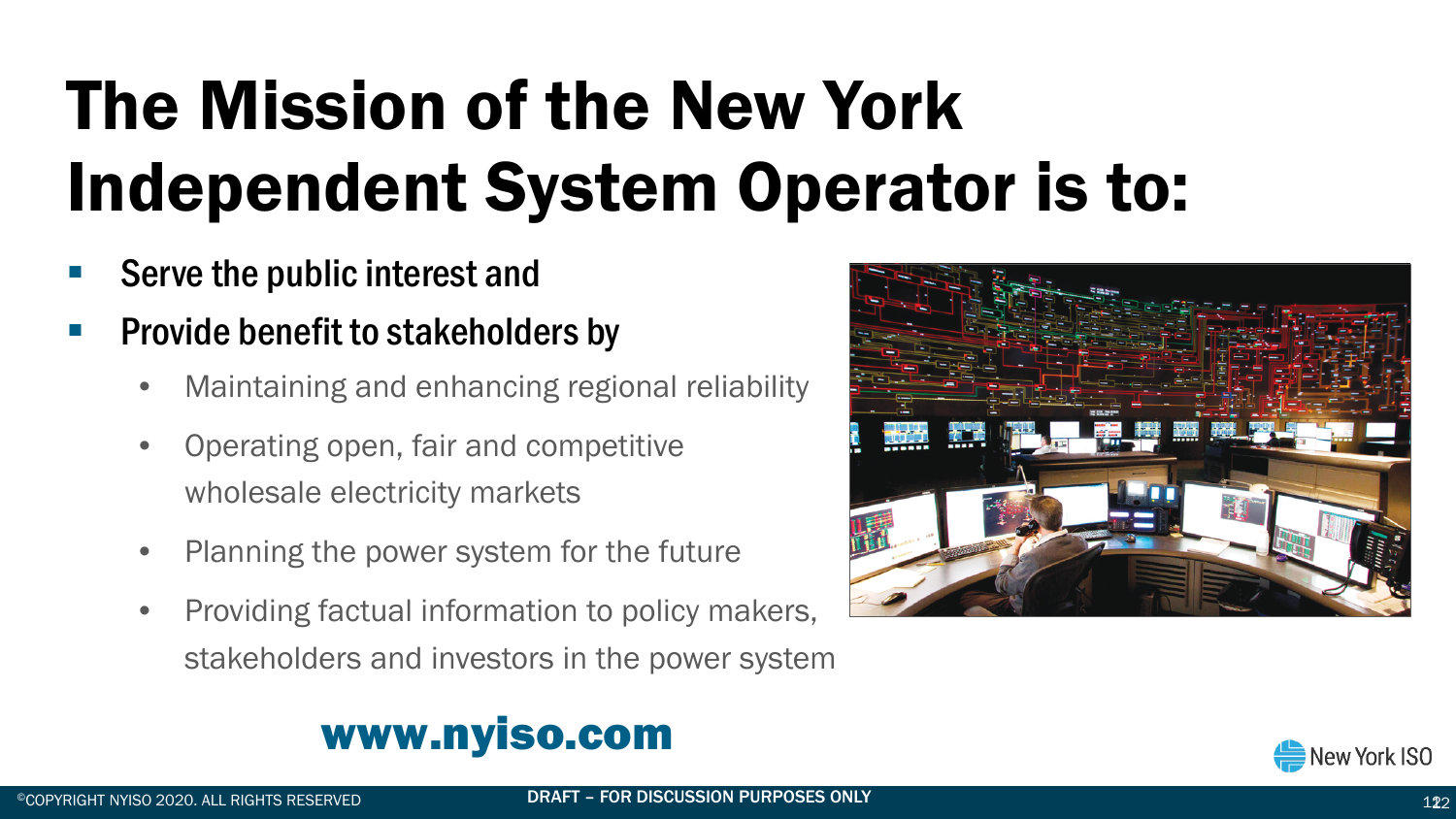# The Mission of the New York Independent System Operator is to:

- Serve the public interest and
- Provide benefit to stakeholders by
  - Maintaining and enhancing regional reliability
  - Operating open, fair and competitive wholesale electricity markets
  - Planning the power system for the future
  - Providing factual information to policy makers, stakeholders and investors in the power system

**www.nyiso.com**

DRAFT – FOR DISCUSSION PURPOSES ONLY